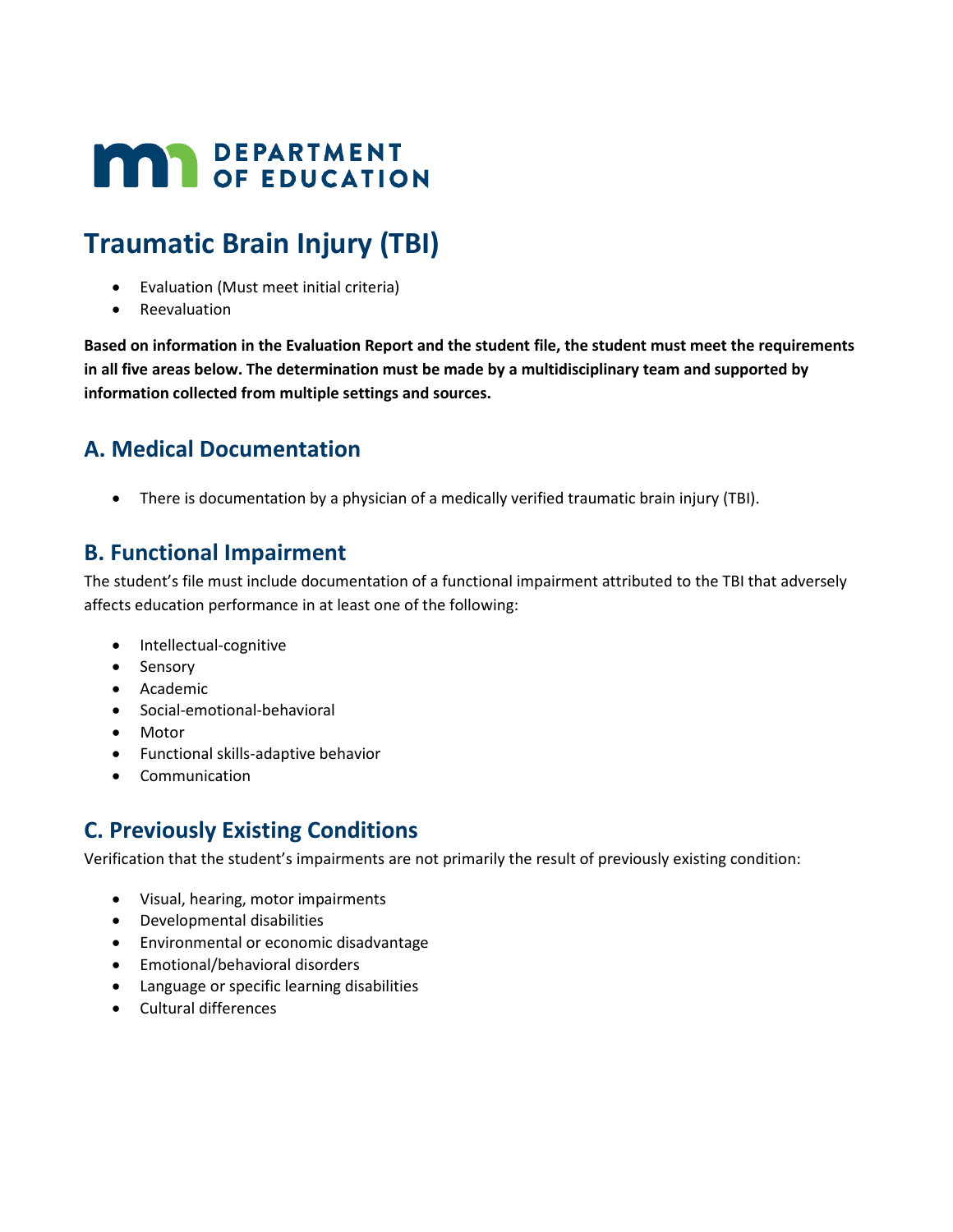MN DEPARTMENT OF EDUCATION

# Traumatic Brain Injury (TBI)

- Evaluation (Must meet initial criteria)
- Reevaluation

**Based on information in the Evaluation Report and the student file, the student must meet the requirements in all five areas below. The determination must be made by a multidisciplinary team and supported by information collected from multiple settings and sources.**

## A. Medical Documentation

- There is documentation by a physician of a medically verified traumatic brain injury (TBI).

## B. Functional Impairment

The student's file must include documentation of a functional impairment attributed to the TBI that adversely affects education performance in at least one of the following:

- Intellectual-cognitive
- Sensory
- Academic
- Social-emotional-behavioral
- Motor
- Functional skills-adaptive behavior
- Communication

## C. Previously Existing Conditions

Verification that the student's impairments are not primarily the result of previously existing condition:

- Visual, hearing, motor impairments
- Developmental disabilities
- Environmental or economic disadvantage
- Emotional/behavioral disorders
- Language or specific learning disabilities
- Cultural differences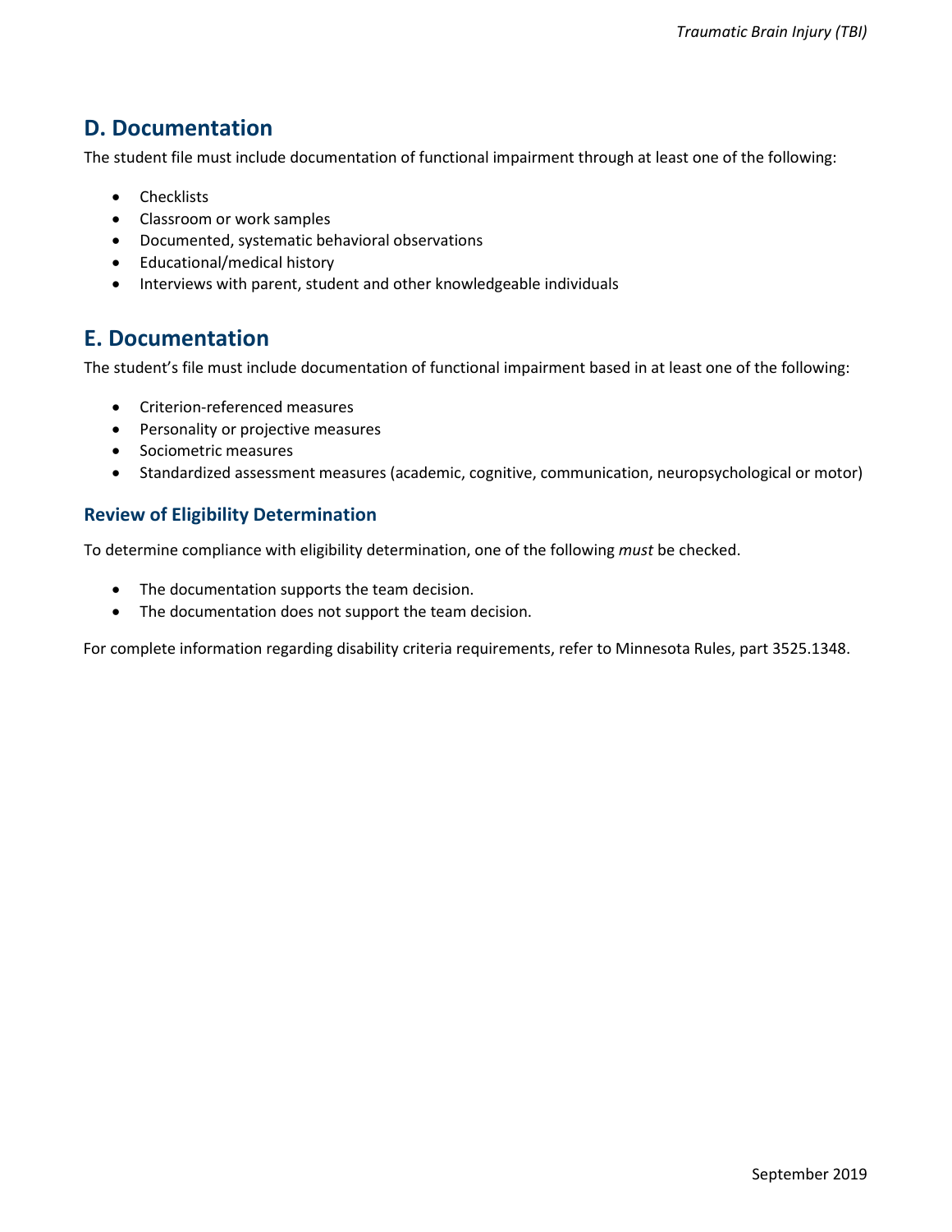## D. Documentation

The student file must include documentation of functional impairment through at least one of the following:

- Checklists
- Classroom or work samples
- Documented, systematic behavioral observations
- Educational/medical history
- Interviews with parent, student and other knowledgeable individuals

## E. Documentation

The student's file must include documentation of functional impairment based in at least one of the following:

- Criterion-referenced measures
- Personality or projective measures
- Sociometric measures
- Standardized assessment measures (academic, cognitive, communication, neuropsychological or motor)

### Review of Eligibility Determination

To determine compliance with eligibility determination, one of the following *must* be checked.

- The documentation supports the team decision.
- The documentation does not support the team decision.

For complete information regarding disability criteria requirements, refer to Minnesota Rules, part 3525.1348.